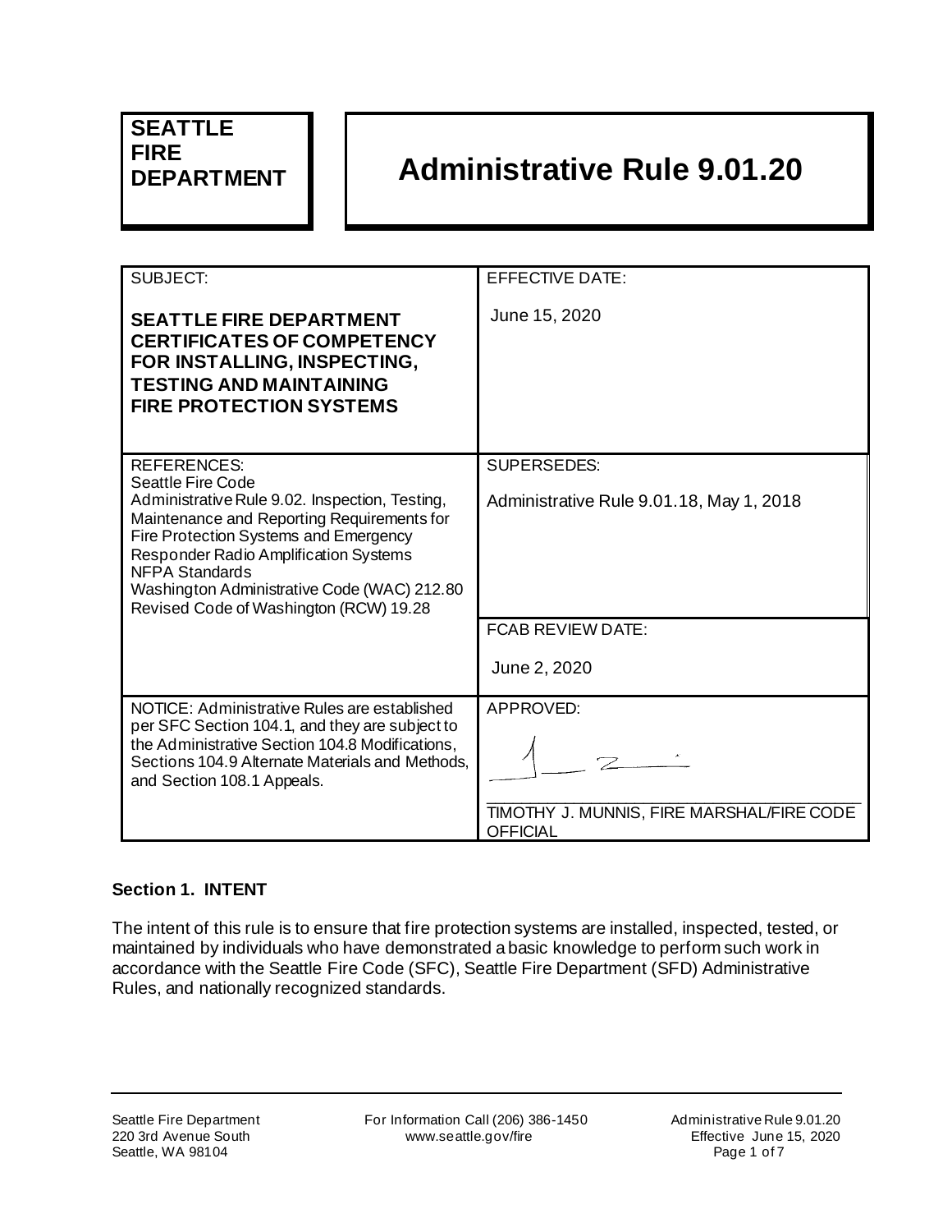**SEATTLE FIRE DEPARTMENT**

# Administrative Rule 9.01.20

| SUBJECT: | EFFECTIVE DATE: |
|---|---|
| **SEATTLE FIRE DEPARTMENT CERTIFICATES OF COMPETENCY FOR INSTALLING, INSPECTING, TESTING AND MAINTAINING FIRE PROTECTION SYSTEMS** | June 15, 2020 |
| REFERENCES: Seattle Fire Code; Administrative Rule 9.02. Inspection, Testing, Maintenance and Reporting Requirements for Fire Protection Systems and Emergency Responder Radio Amplification Systems; NFPA Standards; Washington Administrative Code (WAC) 212.80; Revised Code of Washington (RCW) 19.28 | SUPERSEDES: Administrative Rule 9.01.18, May 1, 2018 |
| | FCAB REVIEW DATE: June 2, 2020 |
| NOTICE: Administrative Rules are established per SFC Section 104.1, and they are subject to the Administrative Section 104.8 Modifications, Sections 104.9 Alternate Materials and Methods, and Section 108.1 Appeals. | APPROVED: TIMOTHY J. MUNNIS, FIRE MARSHAL/FIRE CODE OFFICIAL |

### Section 1. INTENT

The intent of this rule is to ensure that fire protection systems are installed, inspected, tested, or maintained by individuals who have demonstrated a basic knowledge to perform such work in accordance with the Seattle Fire Code (SFC), Seattle Fire Department (SFD) Administrative Rules, and nationally recognized standards.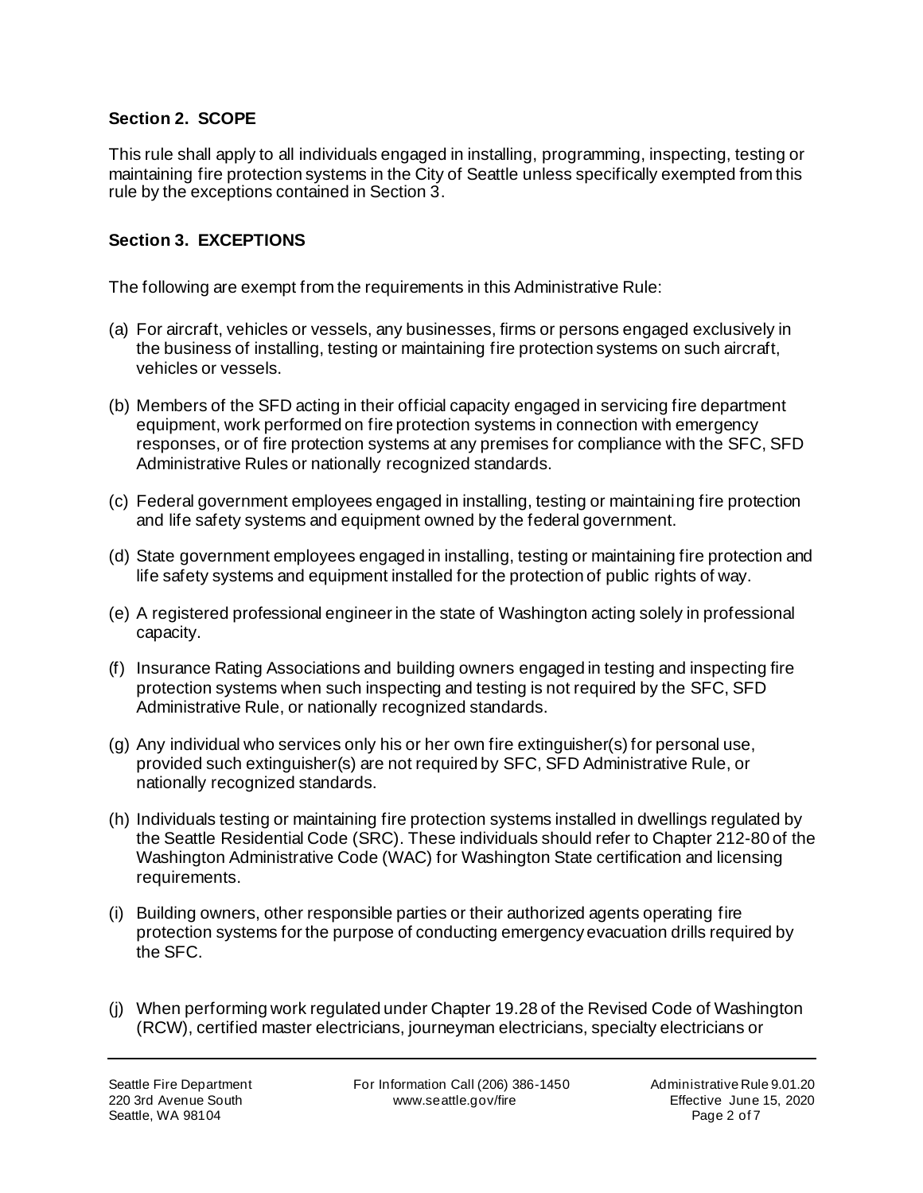## Section 2. SCOPE

This rule shall apply to all individuals engaged in installing, programming, inspecting, testing or maintaining fire protection systems in the City of Seattle unless specifically exempted from this rule by the exceptions contained in Section 3.

## Section 3. EXCEPTIONS

The following are exempt from the requirements in this Administrative Rule:

(a) For aircraft, vehicles or vessels, any businesses, firms or persons engaged exclusively in the business of installing, testing or maintaining fire protection systems on such aircraft, vehicles or vessels.

(b) Members of the SFD acting in their official capacity engaged in servicing fire department equipment, work performed on fire protection systems in connection with emergency responses, or of fire protection systems at any premises for compliance with the SFC, SFD Administrative Rules or nationally recognized standards.

(c) Federal government employees engaged in installing, testing or maintaining fire protection and life safety systems and equipment owned by the federal government.

(d) State government employees engaged in installing, testing or maintaining fire protection and life safety systems and equipment installed for the protection of public rights of way.

(e) A registered professional engineer in the state of Washington acting solely in professional capacity.

(f) Insurance Rating Associations and building owners engaged in testing and inspecting fire protection systems when such inspecting and testing is not required by the SFC, SFD Administrative Rule, or nationally recognized standards.

(g) Any individual who services only his or her own fire extinguisher(s) for personal use, provided such extinguisher(s) are not required by SFC, SFD Administrative Rule, or nationally recognized standards.

(h) Individuals testing or maintaining fire protection systems installed in dwellings regulated by the Seattle Residential Code (SRC). These individuals should refer to Chapter 212-80 of the Washington Administrative Code (WAC) for Washington State certification and licensing requirements.

(i) Building owners, other responsible parties or their authorized agents operating fire protection systems for the purpose of conducting emergency evacuation drills required by the SFC.

(j) When performing work regulated under Chapter 19.28 of the Revised Code of Washington (RCW), certified master electricians, journeyman electricians, specialty electricians or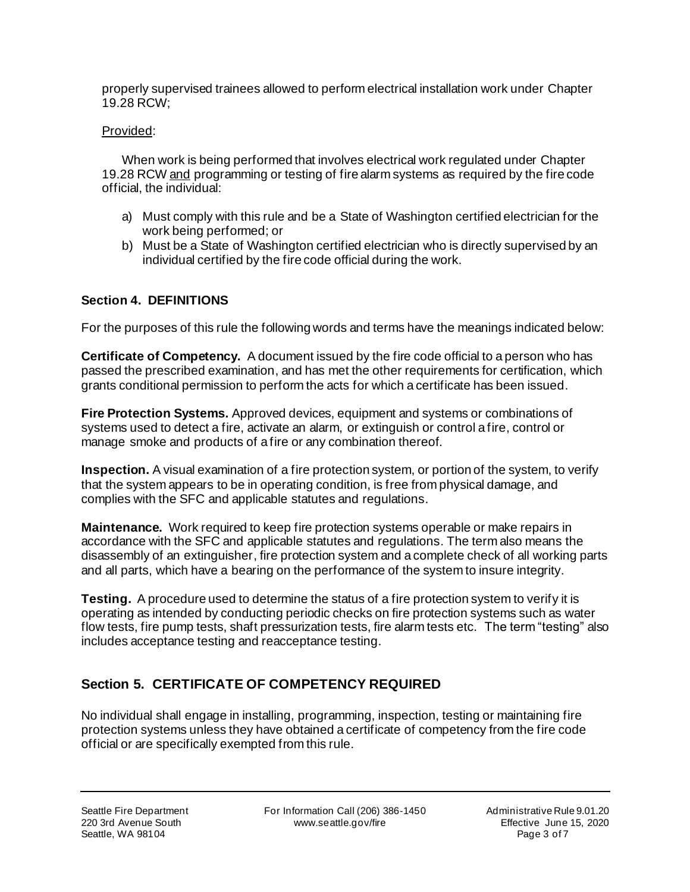properly supervised trainees allowed to perform electrical installation work under Chapter 19.28 RCW;

Provided:

When work is being performed that involves electrical work regulated under Chapter 19.28 RCW and programming or testing of fire alarm systems as required by the fire code official, the individual:

a) Must comply with this rule and be a State of Washington certified electrician for the work being performed; or
b) Must be a State of Washington certified electrician who is directly supervised by an individual certified by the fire code official during the work.

### Section 4. DEFINITIONS

For the purposes of this rule the following words and terms have the meanings indicated below:

**Certificate of Competency.** A document issued by the fire code official to a person who has passed the prescribed examination, and has met the other requirements for certification, which grants conditional permission to perform the acts for which a certificate has been issued.

**Fire Protection Systems.** Approved devices, equipment and systems or combinations of systems used to detect a fire, activate an alarm, or extinguish or control a fire, control or manage smoke and products of a fire or any combination thereof.

**Inspection.** A visual examination of a fire protection system, or portion of the system, to verify that the system appears to be in operating condition, is free from physical damage, and complies with the SFC and applicable statutes and regulations.

**Maintenance.** Work required to keep fire protection systems operable or make repairs in accordance with the SFC and applicable statutes and regulations. The term also means the disassembly of an extinguisher, fire protection system and a complete check of all working parts and all parts, which have a bearing on the performance of the system to insure integrity.

**Testing.** A procedure used to determine the status of a fire protection system to verify it is operating as intended by conducting periodic checks on fire protection systems such as water flow tests, fire pump tests, shaft pressurization tests, fire alarm tests etc. The term "testing" also includes acceptance testing and reacceptance testing.

## Section 5. CERTIFICATE OF COMPETENCY REQUIRED

No individual shall engage in installing, programming, inspection, testing or maintaining fire protection systems unless they have obtained a certificate of competency from the fire code official or are specifically exempted from this rule.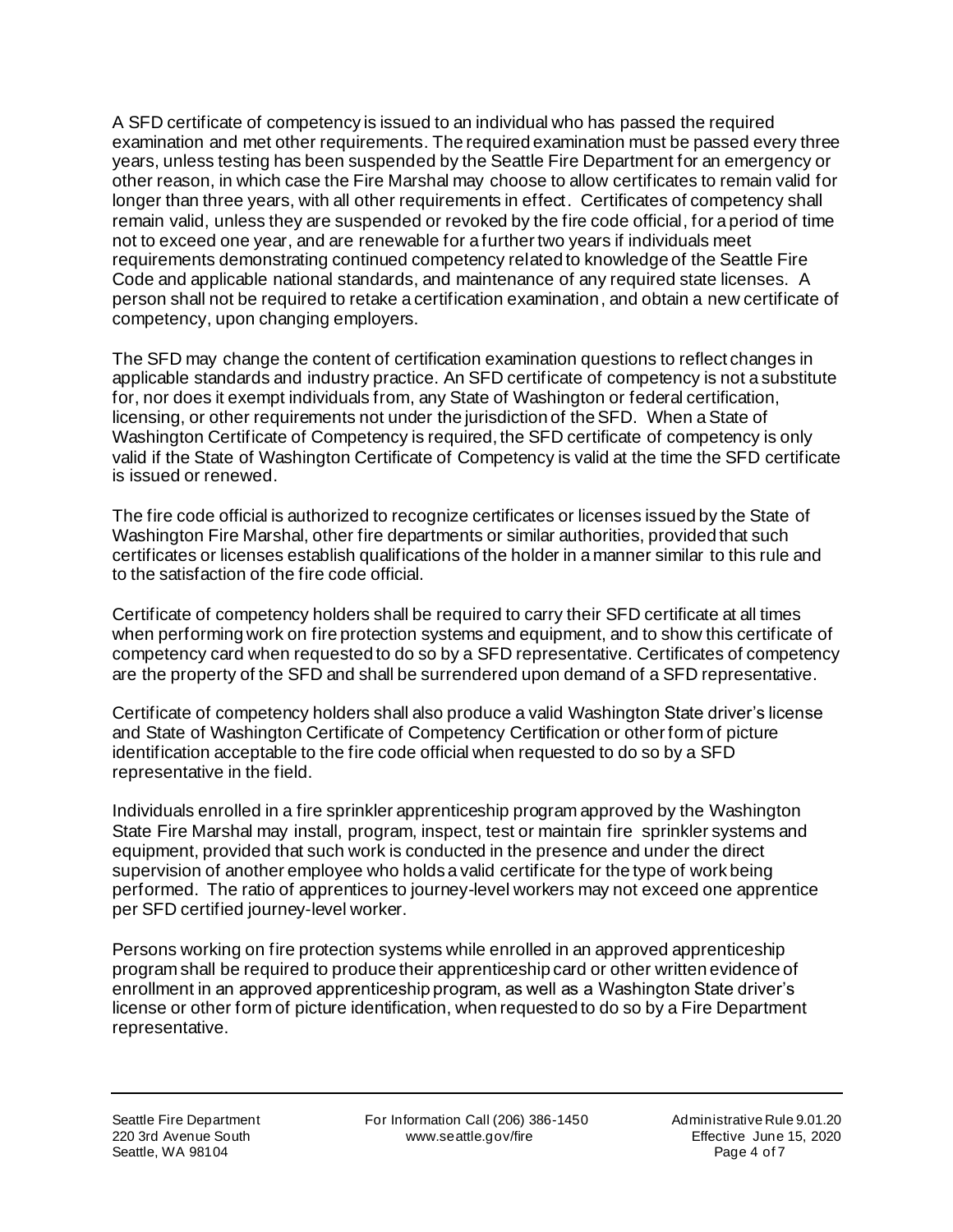A SFD certificate of competency is issued to an individual who has passed the required examination and met other requirements. The required examination must be passed every three years, unless testing has been suspended by the Seattle Fire Department for an emergency or other reason, in which case the Fire Marshal may choose to allow certificates to remain valid for longer than three years, with all other requirements in effect. Certificates of competency shall remain valid, unless they are suspended or revoked by the fire code official, for a period of time not to exceed one year, and are renewable for a further two years if individuals meet requirements demonstrating continued competency related to knowledge of the Seattle Fire Code and applicable national standards, and maintenance of any required state licenses. A person shall not be required to retake a certification examination, and obtain a new certificate of competency, upon changing employers.

The SFD may change the content of certification examination questions to reflect changes in applicable standards and industry practice. An SFD certificate of competency is not a substitute for, nor does it exempt individuals from, any State of Washington or federal certification, licensing, or other requirements not under the jurisdiction of the SFD. When a State of Washington Certificate of Competency is required, the SFD certificate of competency is only valid if the State of Washington Certificate of Competency is valid at the time the SFD certificate is issued or renewed.

The fire code official is authorized to recognize certificates or licenses issued by the State of Washington Fire Marshal, other fire departments or similar authorities, provided that such certificates or licenses establish qualifications of the holder in a manner similar to this rule and to the satisfaction of the fire code official.

Certificate of competency holders shall be required to carry their SFD certificate at all times when performing work on fire protection systems and equipment, and to show this certificate of competency card when requested to do so by a SFD representative. Certificates of competency are the property of the SFD and shall be surrendered upon demand of a SFD representative.

Certificate of competency holders shall also produce a valid Washington State driver's license and State of Washington Certificate of Competency Certification or other form of picture identification acceptable to the fire code official when requested to do so by a SFD representative in the field.

Individuals enrolled in a fire sprinkler apprenticeship program approved by the Washington State Fire Marshal may install, program, inspect, test or maintain fire sprinkler systems and equipment, provided that such work is conducted in the presence and under the direct supervision of another employee who holds a valid certificate for the type of work being performed. The ratio of apprentices to journey-level workers may not exceed one apprentice per SFD certified journey-level worker.

Persons working on fire protection systems while enrolled in an approved apprenticeship program shall be required to produce their apprenticeship card or other written evidence of enrollment in an approved apprenticeship program, as well as a Washington State driver's license or other form of picture identification, when requested to do so by a Fire Department representative.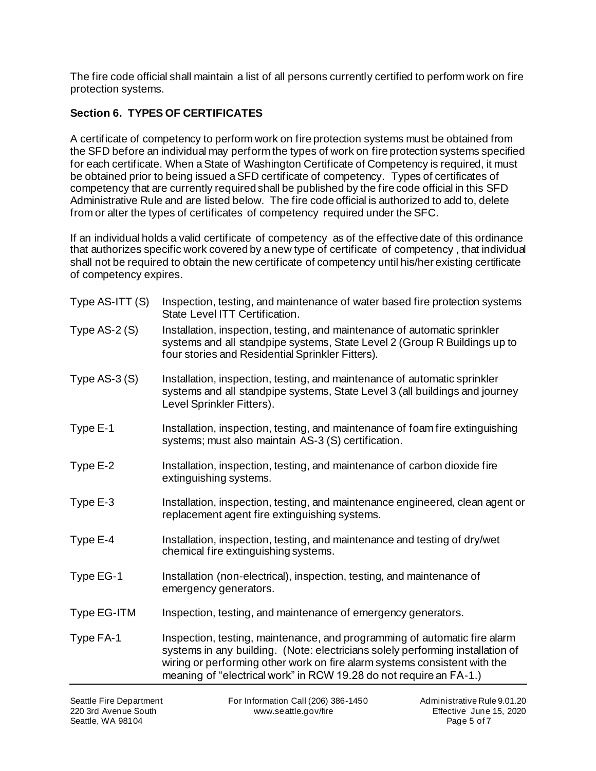The fire code official shall maintain a list of all persons currently certified to perform work on fire protection systems.

## Section 6. TYPES OF CERTIFICATES

A certificate of competency to perform work on fire protection systems must be obtained from the SFD before an individual may perform the types of work on fire protection systems specified for each certificate. When a State of Washington Certificate of Competency is required, it must be obtained prior to being issued a SFD certificate of competency. Types of certificates of competency that are currently required shall be published by the fire code official in this SFD Administrative Rule and are listed below. The fire code official is authorized to add to, delete from or alter the types of certificates of competency required under the SFC.

If an individual holds a valid certificate of competency as of the effective date of this ordinance that authorizes specific work covered by a new type of certificate of competency , that individual shall not be required to obtain the new certificate of competency until his/her existing certificate of competency expires.

| | |
|---|---|
| Type AS-ITT (S) | Inspection, testing, and maintenance of water based fire protection systems State Level ITT Certification. |
| Type AS-2 (S) | Installation, inspection, testing, and maintenance of automatic sprinkler systems and all standpipe systems, State Level 2 (Group R Buildings up to four stories and Residential Sprinkler Fitters). |
| Type AS-3 (S) | Installation, inspection, testing, and maintenance of automatic sprinkler systems and all standpipe systems, State Level 3 (all buildings and journey Level Sprinkler Fitters). |
| Type E-1 | Installation, inspection, testing, and maintenance of foam fire extinguishing systems; must also maintain AS-3 (S) certification. |
| Type E-2 | Installation, inspection, testing, and maintenance of carbon dioxide fire extinguishing systems. |
| Type E-3 | Installation, inspection, testing, and maintenance engineered, clean agent or replacement agent fire extinguishing systems. |
| Type E-4 | Installation, inspection, testing, and maintenance and testing of dry/wet chemical fire extinguishing systems. |
| Type EG-1 | Installation (non-electrical), inspection, testing, and maintenance of emergency generators. |
| Type EG-ITM | Inspection, testing, and maintenance of emergency generators. |
| Type FA-1 | Inspection, testing, maintenance, and programming of automatic fire alarm systems in any building. (Note: electricians solely performing installation of wiring or performing other work on fire alarm systems consistent with the meaning of "electrical work" in RCW 19.28 do not require an FA-1.) |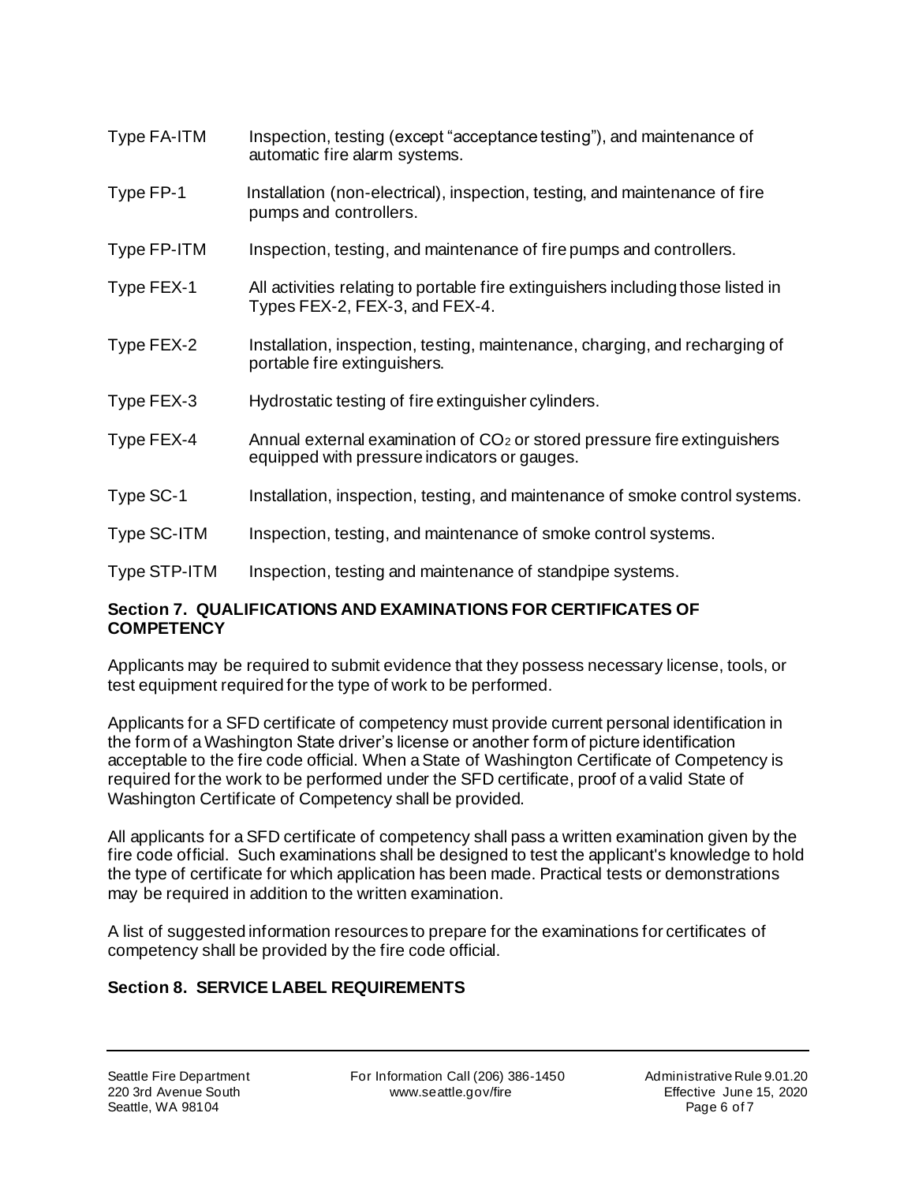Type FA-ITM Inspection, testing (except "acceptance testing"), and maintenance of automatic fire alarm systems.

Type FP-1 Installation (non-electrical), inspection, testing, and maintenance of fire pumps and controllers.

Type FP-ITM Inspection, testing, and maintenance of fire pumps and controllers.

Type FEX-1 All activities relating to portable fire extinguishers including those listed in Types FEX-2, FEX-3, and FEX-4.

Type FEX-2 Installation, inspection, testing, maintenance, charging, and recharging of portable fire extinguishers.

Type FEX-3 Hydrostatic testing of fire extinguisher cylinders.

Type FEX-4 Annual external examination of $CO_2$ or stored pressure fire extinguishers equipped with pressure indicators or gauges.

Type SC-1 Installation, inspection, testing, and maintenance of smoke control systems.

Type SC-ITM Inspection, testing, and maintenance of smoke control systems.

Type STP-ITM Inspection, testing and maintenance of standpipe systems.

## Section 7. QUALIFICATIONS AND EXAMINATIONS FOR CERTIFICATES OF COMPETENCY

Applicants may be required to submit evidence that they possess necessary license, tools, or test equipment required for the type of work to be performed.

Applicants for a SFD certificate of competency must provide current personal identification in the form of a Washington State driver's license or another form of picture identification acceptable to the fire code official. When a State of Washington Certificate of Competency is required for the work to be performed under the SFD certificate, proof of a valid State of Washington Certificate of Competency shall be provided.

All applicants for a SFD certificate of competency shall pass a written examination given by the fire code official. Such examinations shall be designed to test the applicant's knowledge to hold the type of certificate for which application has been made. Practical tests or demonstrations may be required in addition to the written examination.

A list of suggested information resources to prepare for the examinations for certificates of competency shall be provided by the fire code official.

## Section 8. SERVICE LABEL REQUIREMENTS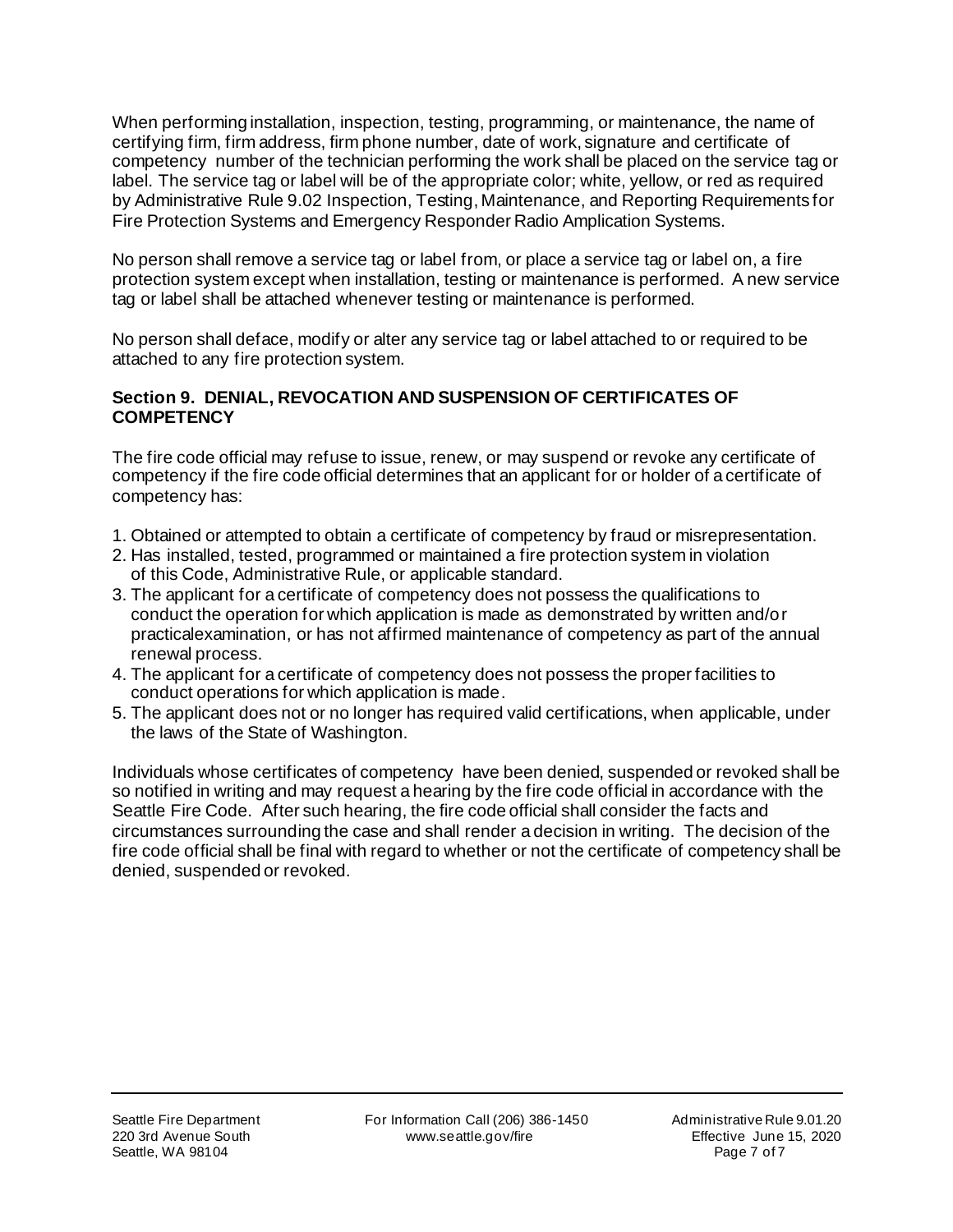When performing installation, inspection, testing, programming, or maintenance, the name of certifying firm, firm address, firm phone number, date of work, signature and certificate of competency number of the technician performing the work shall be placed on the service tag or label. The service tag or label will be of the appropriate color; white, yellow, or red as required by Administrative Rule 9.02 Inspection, Testing, Maintenance, and Reporting Requirements for Fire Protection Systems and Emergency Responder Radio Amplication Systems.

No person shall remove a service tag or label from, or place a service tag or label on, a fire protection system except when installation, testing or maintenance is performed. A new service tag or label shall be attached whenever testing or maintenance is performed.

No person shall deface, modify or alter any service tag or label attached to or required to be attached to any fire protection system.

### Section 9. DENIAL, REVOCATION AND SUSPENSION OF CERTIFICATES OF COMPETENCY

The fire code official may refuse to issue, renew, or may suspend or revoke any certificate of competency if the fire code official determines that an applicant for or holder of a certificate of competency has:

1. Obtained or attempted to obtain a certificate of competency by fraud or misrepresentation.
2. Has installed, tested, programmed or maintained a fire protection system in violation of this Code, Administrative Rule, or applicable standard.
3. The applicant for a certificate of competency does not possess the qualifications to conduct the operation for which application is made as demonstrated by written and/or practicalexamination, or has not affirmed maintenance of competency as part of the annual renewal process.
4. The applicant for a certificate of competency does not possess the proper facilities to conduct operations for which application is made.
5. The applicant does not or no longer has required valid certifications, when applicable, under the laws of the State of Washington.

Individuals whose certificates of competency have been denied, suspended or revoked shall be so notified in writing and may request a hearing by the fire code official in accordance with the Seattle Fire Code. After such hearing, the fire code official shall consider the facts and circumstances surrounding the case and shall render a decision in writing. The decision of the fire code official shall be final with regard to whether or not the certificate of competency shall be denied, suspended or revoked.